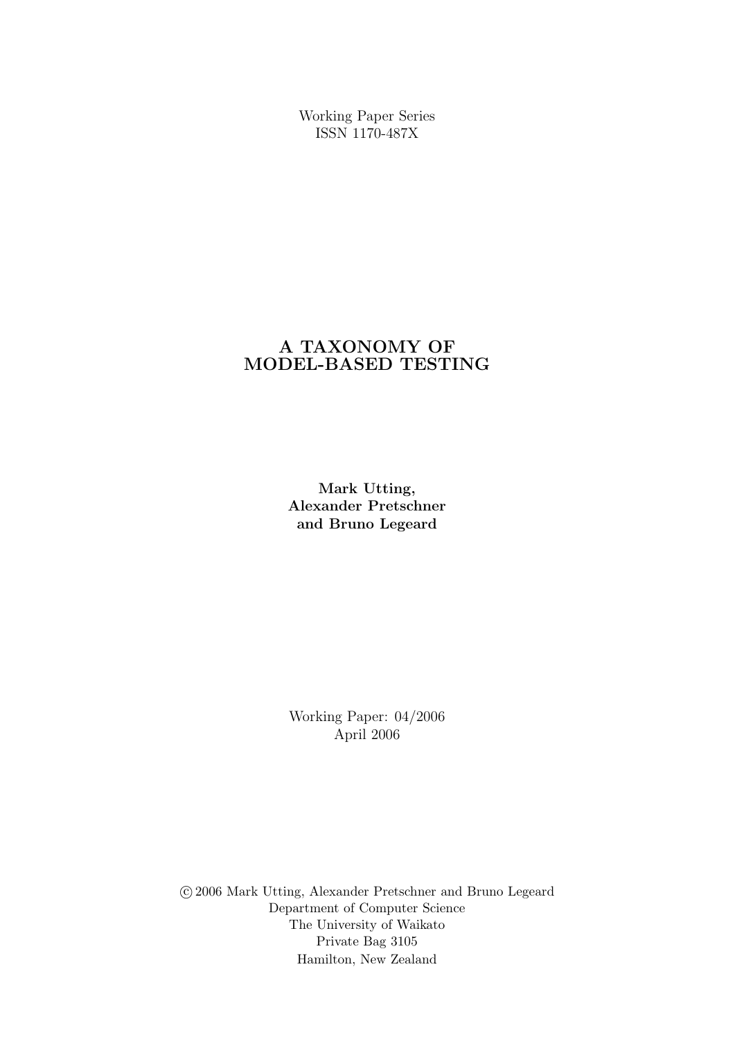Working Paper Series
ISSN 1170-487X

# A TAXONOMY OF MODEL-BASED TESTING

**Mark Utting,**
**Alexander Pretschner**
**and Bruno Legeard**

Working Paper: 04/2006
April 2006

© 2006 Mark Utting, Alexander Pretschner and Bruno Legeard
Department of Computer Science
The University of Waikato
Private Bag 3105
Hamilton, New Zealand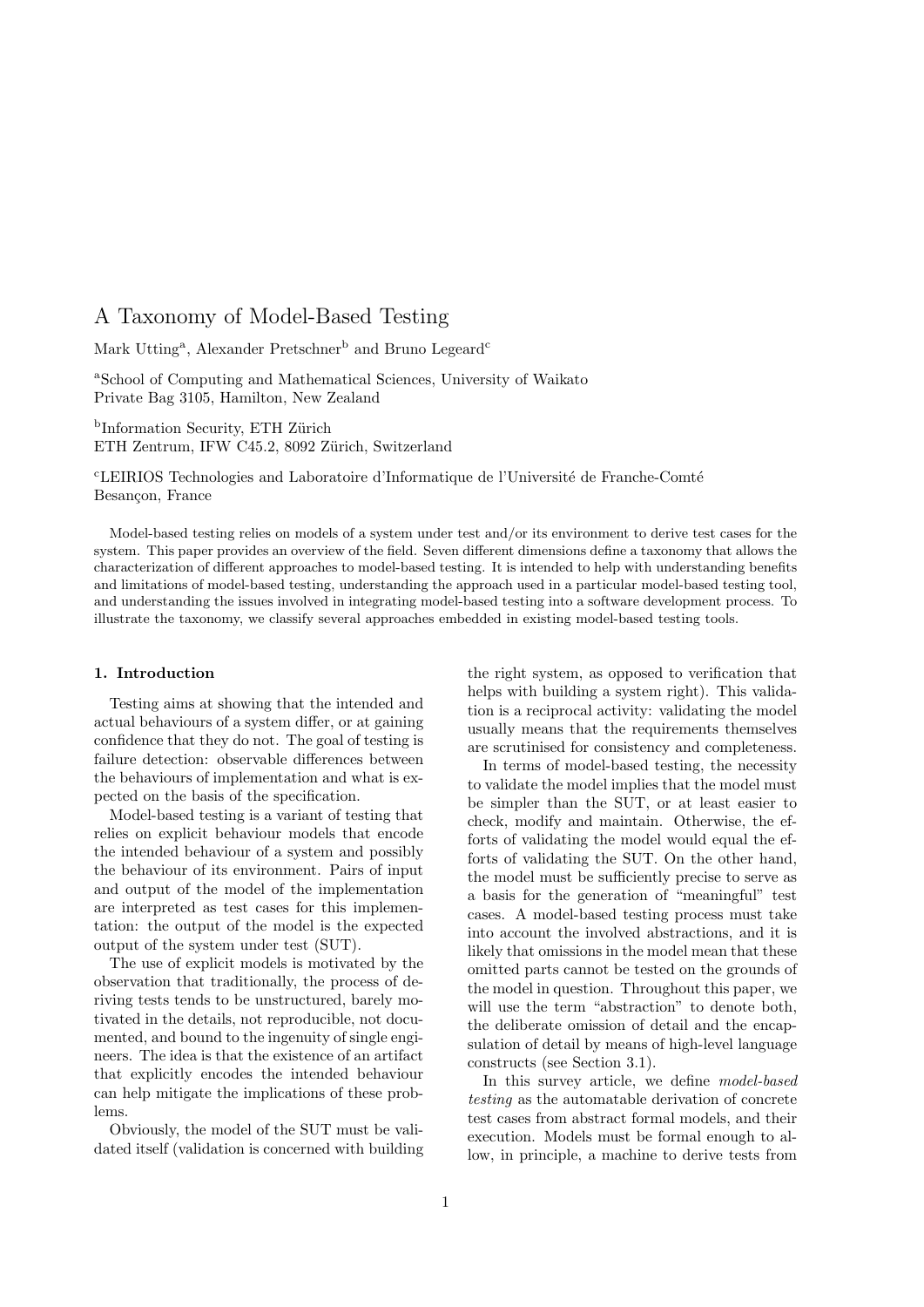# A Taxonomy of Model-Based Testing

Mark Utting[a], Alexander Pretschner[b] and Bruno Legeard[c]

[a]School of Computing and Mathematical Sciences, University of Waikato
Private Bag 3105, Hamilton, New Zealand

[b]Information Security, ETH Zürich
ETH Zentrum, IFW C45.2, 8092 Zürich, Switzerland

[c]LEIRIOS Technologies and Laboratoire d'Informatique de l'Université de Franche-Comté
Besançon, France

Model-based testing relies on models of a system under test and/or its environment to derive test cases for the system. This paper provides an overview of the field. Seven different dimensions define a taxonomy that allows the characterization of different approaches to model-based testing. It is intended to help with understanding benefits and limitations of model-based testing, understanding the approach used in a particular model-based testing tool, and understanding the issues involved in integrating model-based testing into a software development process. To illustrate the taxonomy, we classify several approaches embedded in existing model-based testing tools.

## 1. Introduction

Testing aims at showing that the intended and actual behaviours of a system differ, or at gaining confidence that they do not. The goal of testing is failure detection: observable differences between the behaviours of implementation and what is expected on the basis of the specification.

Model-based testing is a variant of testing that relies on explicit behaviour models that encode the intended behaviour of a system and possibly the behaviour of its environment. Pairs of input and output of the model of the implementation are interpreted as test cases for this implementation: the output of the model is the expected output of the system under test (SUT).

The use of explicit models is motivated by the observation that traditionally, the process of deriving tests tends to be unstructured, barely motivated in the details, not reproducible, not documented, and bound to the ingenuity of single engineers. The idea is that the existence of an artifact that explicitly encodes the intended behaviour can help mitigate the implications of these problems.

Obviously, the model of the SUT must be validated itself (validation is concerned with building the right system, as opposed to verification that helps with building a system right). This validation is a reciprocal activity: validating the model usually means that the requirements themselves are scrutinised for consistency and completeness.

In terms of model-based testing, the necessity to validate the model implies that the model must be simpler than the SUT, or at least easier to check, modify and maintain. Otherwise, the efforts of validating the model would equal the efforts of validating the SUT. On the other hand, the model must be sufficiently precise to serve as a basis for the generation of "meaningful" test cases. A model-based testing process must take into account the involved abstractions, and it is likely that omissions in the model mean that these omitted parts cannot be tested on the grounds of the model in question. Throughout this paper, we will use the term "abstraction" to denote both, the deliberate omission of detail and the encapsulation of detail by means of high-level language constructs (see Section 3.1).

In this survey article, we define *model-based testing* as the automatable derivation of concrete test cases from abstract formal models, and their execution. Models must be formal enough to allow, in principle, a machine to derive tests from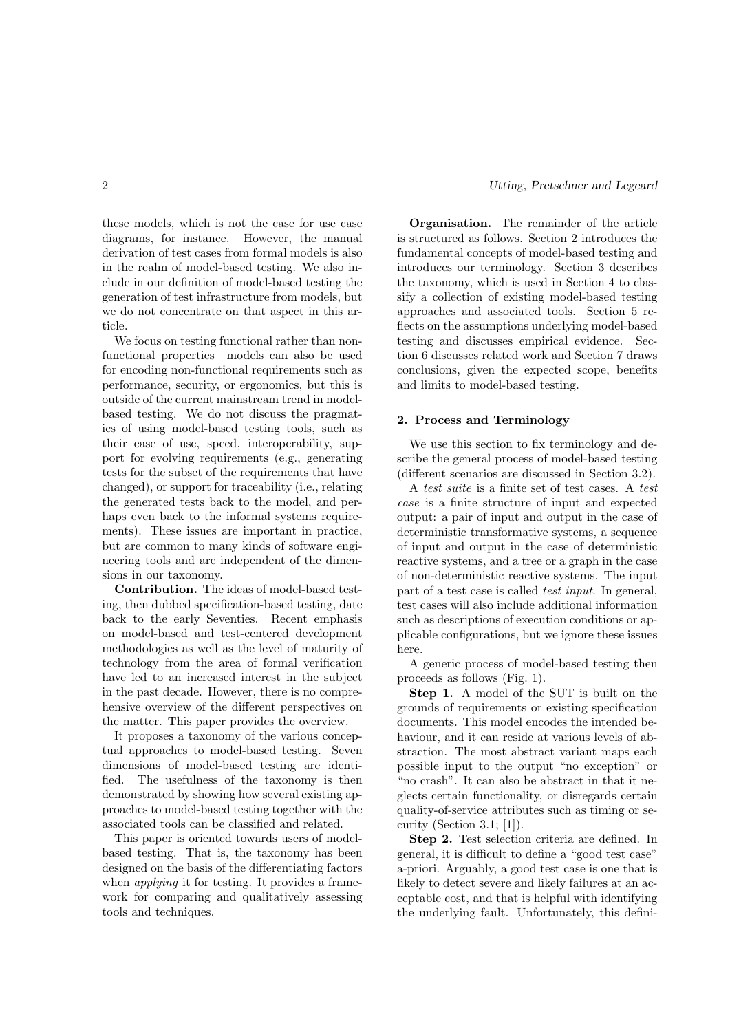these models, which is not the case for use case diagrams, for instance. However, the manual derivation of test cases from formal models is also in the realm of model-based testing. We also include in our definition of model-based testing the generation of test infrastructure from models, but we do not concentrate on that aspect in this article.

We focus on testing functional rather than non-functional properties—models can also be used for encoding non-functional requirements such as performance, security, or ergonomics, but this is outside of the current mainstream trend in model-based testing. We do not discuss the pragmatics of using model-based testing tools, such as their ease of use, speed, interoperability, support for evolving requirements (e.g., generating tests for the subset of the requirements that have changed), or support for traceability (i.e., relating the generated tests back to the model, and perhaps even back to the informal systems requirements). These issues are important in practice, but are common to many kinds of software engineering tools and are independent of the dimensions in our taxonomy.

**Contribution.** The ideas of model-based testing, then dubbed specification-based testing, date back to the early Seventies. Recent emphasis on model-based and test-centered development methodologies as well as the level of maturity of technology from the area of formal verification have led to an increased interest in the subject in the past decade. However, there is no comprehensive overview of the different perspectives on the matter. This paper provides the overview.

It proposes a taxonomy of the various conceptual approaches to model-based testing. Seven dimensions of model-based testing are identified. The usefulness of the taxonomy is then demonstrated by showing how several existing approaches to model-based testing together with the associated tools can be classified and related.

This paper is oriented towards users of model-based testing. That is, the taxonomy has been designed on the basis of the differentiating factors when *applying* it for testing. It provides a framework for comparing and qualitatively assessing tools and techniques.

**Organisation.** The remainder of the article is structured as follows. Section 2 introduces the fundamental concepts of model-based testing and introduces our terminology. Section 3 describes the taxonomy, which is used in Section 4 to classify a collection of existing model-based testing approaches and associated tools. Section 5 reflects on the assumptions underlying model-based testing and discusses empirical evidence. Section 6 discusses related work and Section 7 draws conclusions, given the expected scope, benefits and limits to model-based testing.

## 2. Process and Terminology

We use this section to fix terminology and describe the general process of model-based testing (different scenarios are discussed in Section 3.2).

A *test suite* is a finite set of test cases. A *test case* is a finite structure of input and expected output: a pair of input and output in the case of deterministic transformative systems, a sequence of input and output in the case of deterministic reactive systems, and a tree or a graph in the case of non-deterministic reactive systems. The input part of a test case is called *test input*. In general, test cases will also include additional information such as descriptions of execution conditions or applicable configurations, but we ignore these issues here.

A generic process of model-based testing then proceeds as follows (Fig. 1).

**Step 1.** A model of the SUT is built on the grounds of requirements or existing specification documents. This model encodes the intended behaviour, and it can reside at various levels of abstraction. The most abstract variant maps each possible input to the output "no exception" or "no crash". It can also be abstract in that it neglects certain functionality, or disregards certain quality-of-service attributes such as timing or security (Section 3.1; [1]).

**Step 2.** Test selection criteria are defined. In general, it is difficult to define a "good test case" a-priori. Arguably, a good test case is one that is likely to detect severe and likely failures at an acceptable cost, and that is helpful with identifying the underlying fault. Unfortunately, this defini-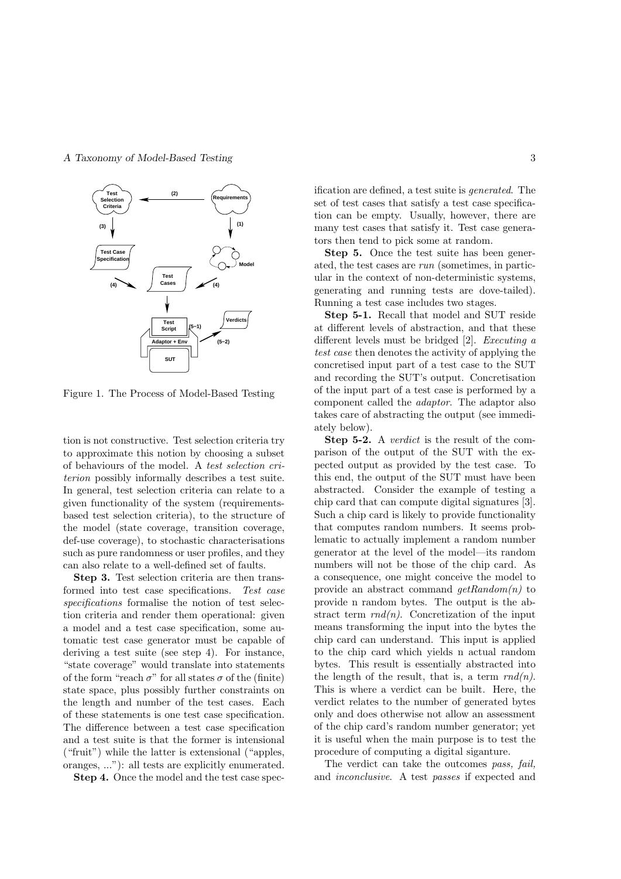Figure 1. The Process of Model-Based Testing

tion is not constructive. Test selection criteria try to approximate this notion by choosing a subset of behaviours of the model. A *test selection criterion* possibly informally describes a test suite. In general, test selection criteria can relate to a given functionality of the system (requirements-based test selection criteria), to the structure of the model (state coverage, transition coverage, def-use coverage), to stochastic characterisations such as pure randomness or user profiles, and they can also relate to a well-defined set of faults.

**Step 3.** Test selection criteria are then transformed into test case specifications. *Test case specifications* formalise the notion of test selection criteria and render them operational: given a model and a test case specification, some automatic test case generator must be capable of deriving a test suite (see step 4). For instance, "state coverage" would translate into statements of the form "reach $\sigma$" for all states $\sigma$ of the (finite) state space, plus possibly further constraints on the length and number of the test cases. Each of these statements is one test case specification. The difference between a test case specification and a test suite is that the former is intensional ("fruit") while the latter is extensional ("apples, oranges, ..."): all tests are explicitly enumerated.

**Step 4.** Once the model and the test case specification are defined, a test suite is *generated*. The set of test cases that satisfy a test case specification can be empty. Usually, however, there are many test cases that satisfy it. Test case generators then tend to pick some at random.

**Step 5.** Once the test suite has been generated, the test cases are *run* (sometimes, in particular in the context of non-deterministic systems, generating and running tests are dove-tailed). Running a test case includes two stages.

**Step 5-1.** Recall that model and SUT reside at different levels of abstraction, and that these different levels must be bridged [2]. *Executing a test case* then denotes the activity of applying the concretised input part of a test case to the SUT and recording the SUT's output. Concretisation of the input part of a test case is performed by a component called the *adaptor*. The adaptor also takes care of abstracting the output (see immediately below).

**Step 5-2.** A *verdict* is the result of the comparison of the output of the SUT with the expected output as provided by the test case. To this end, the output of the SUT must have been abstracted. Consider the example of testing a chip card that can compute digital signatures [3]. Such a chip card is likely to provide functionality that computes random numbers. It seems problematic to actually implement a random number generator at the level of the model—its random numbers will not be those of the chip card. As a consequence, one might conceive the model to provide an abstract command *getRandom(n)* to provide n random bytes. The output is the abstract term *rnd(n)*. Concretization of the input means transforming the input into the bytes the chip card can understand. This input is applied to the chip card which yields n actual random bytes. This result is essentially abstracted into the length of the result, that is, a term *rnd(n)*. This is where a verdict can be built. Here, the verdict relates to the number of generated bytes only and does otherwise not allow an assessment of the chip card's random number generator; yet it is useful when the main purpose is to test the procedure of computing a digital siganture.

The verdict can take the outcomes *pass, fail,* and *inconclusive*. A test *passes* if expected and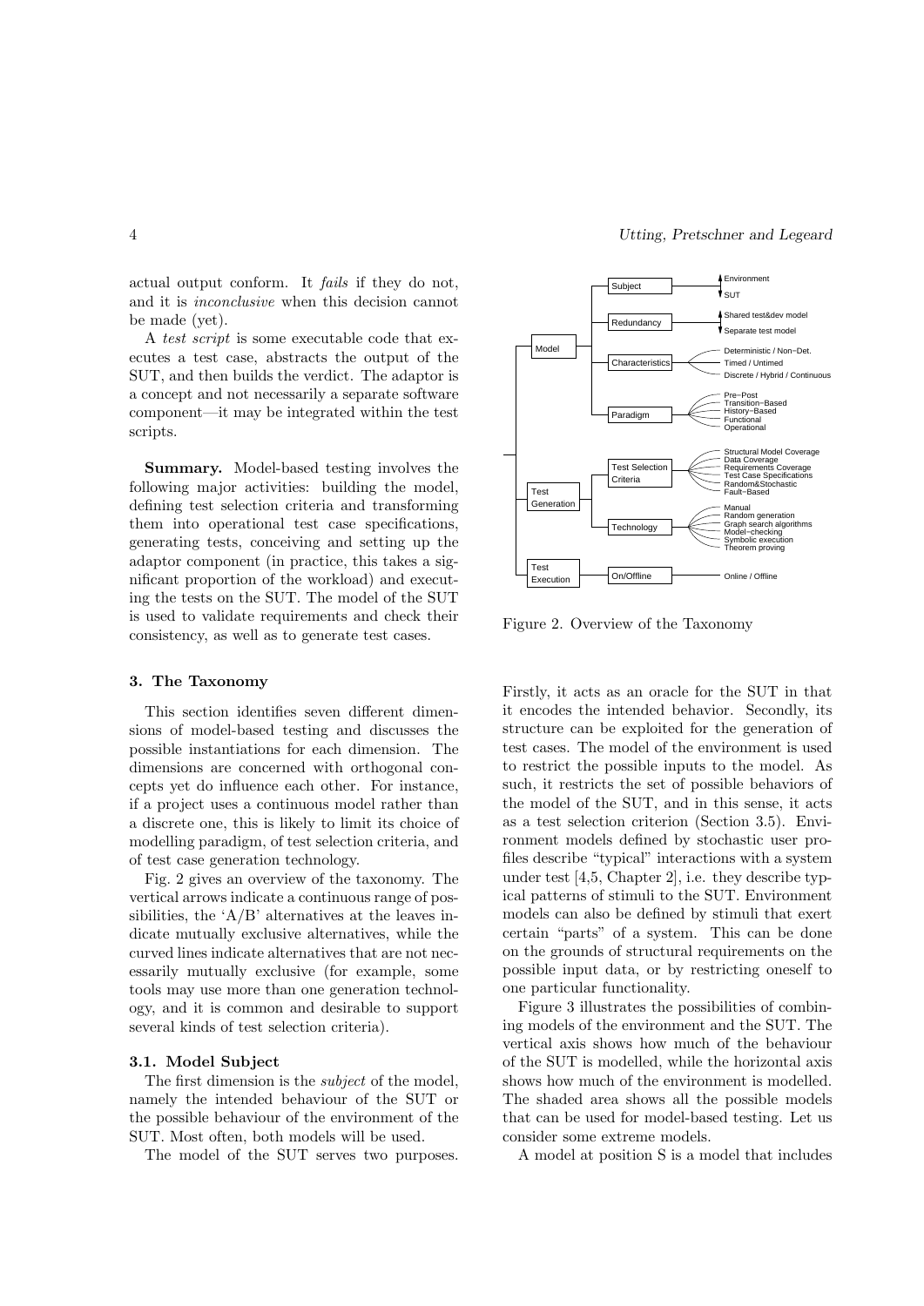actual output conform. It *fails* if they do not, and it is *inconclusive* when this decision cannot be made (yet).

A *test script* is some executable code that executes a test case, abstracts the output of the SUT, and then builds the verdict. The adaptor is a concept and not necessarily a separate software component—it may be integrated within the test scripts.

**Summary.** Model-based testing involves the following major activities: building the model, defining test selection criteria and transforming them into operational test case specifications, generating tests, conceiving and setting up the adaptor component (in practice, this takes a significant proportion of the workload) and executing the tests on the SUT. The model of the SUT is used to validate requirements and check their consistency, as well as to generate test cases.

## 3. The Taxonomy

This section identifies seven different dimensions of model-based testing and discusses the possible instantiations for each dimension. The dimensions are concerned with orthogonal concepts yet do influence each other. For instance, if a project uses a continuous model rather than a discrete one, this is likely to limit its choice of modelling paradigm, of test selection criteria, and of test case generation technology.

Fig. 2 gives an overview of the taxonomy. The vertical arrows indicate a continuous range of possibilities, the 'A/B' alternatives at the leaves indicate mutually exclusive alternatives, while the curved lines indicate alternatives that are not necessarily mutually exclusive (for example, some tools may use more than one generation technology, and it is common and desirable to support several kinds of test selection criteria).

### 3.1. Model Subject

The first dimension is the *subject* of the model, namely the intended behaviour of the SUT or the possible behaviour of the environment of the SUT. Most often, both models will be used.

The model of the SUT serves two purposes. Firstly, it acts as an oracle for the SUT in that it encodes the intended behavior. Secondly, its structure can be exploited for the generation of test cases. The model of the environment is used to restrict the possible inputs to the model. As such, it restricts the set of possible behaviors of the model of the SUT, and in this sense, it acts as a test selection criterion (Section 3.5). Environment models defined by stochastic user profiles describe "typical" interactions with a system under test [4,5, Chapter 2], i.e. they describe typical patterns of stimuli to the SUT. Environment models can also be defined by stimuli that exert certain "parts" of a system. This can be done on the grounds of structural requirements on the possible input data, or by restricting oneself to one particular functionality.

- Model
  - Subject: Environment ↔ SUT
  - Redundancy: Shared test&dev model ↔ Separate test model
  - Characteristics: Deterministic / Non-Det.; Timed / Untimed; Discrete / Hybrid / Continuous
  - Paradigm: Pre-Post; Transition-Based; History-Based; Functional; Operational
- Test Generation
  - Test Selection Criteria: Structural Model Coverage; Data Coverage; Requirements Coverage; Test Case Specifications; Random&Stochastic; Fault-Based
  - Technology: Manual; Random generation; Graph search algorithms; Model-checking; Symbolic execution; Theorem proving
- Test Execution
  - On/Offline: Online / Offline

Figure 2. Overview of the Taxonomy

Figure 3 illustrates the possibilities of combining models of the environment and the SUT. The vertical axis shows how much of the behaviour of the SUT is modelled, while the horizontal axis shows how much of the environment is modelled. The shaded area shows all the possible models that can be used for model-based testing. Let us consider some extreme models.

A model at position S is a model that includes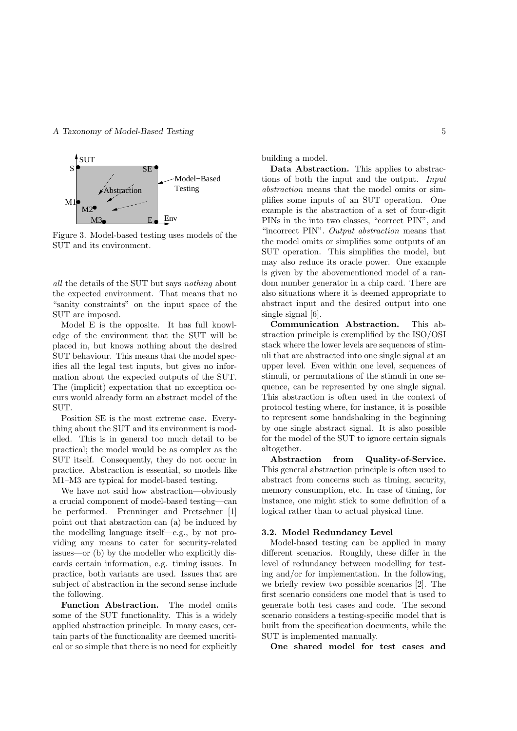Figure 3. Model-based testing uses models of the SUT and its environment.

*all* the details of the SUT but says *nothing* about the expected environment. That means that no "sanity constraints" on the input space of the SUT are imposed.

Model E is the opposite. It has full knowledge of the environment that the SUT will be placed in, but knows nothing about the desired SUT behaviour. This means that the model specifies all the legal test inputs, but gives no information about the expected outputs of the SUT. The (implicit) expectation that no exception occurs would already form an abstract model of the SUT.

Position SE is the most extreme case. Everything about the SUT and its environment is modelled. This is in general too much detail to be practical; the model would be as complex as the SUT itself. Consequently, they do not occur in practice. Abstraction is essential, so models like M1–M3 are typical for model-based testing.

We have not said how abstraction—obviously a crucial component of model-based testing—can be performed. Prenninger and Pretschner [1] point out that abstraction can (a) be induced by the modelling language itself—e.g., by not providing any means to cater for security-related issues—or (b) by the modeller who explicitly discards certain information, e.g. timing issues. In practice, both variants are used. Issues that are subject of abstraction in the second sense include the following.

**Function Abstraction.** The model omits some of the SUT functionality. This is a widely applied abstraction principle. In many cases, certain parts of the functionality are deemed uncritical or so simple that there is no need for explicitly building a model.

**Data Abstraction.** This applies to abstractions of both the input and the output. *Input abstraction* means that the model omits or simplifies some inputs of an SUT operation. One example is the abstraction of a set of four-digit PINs in the into two classes, "correct PIN", and "incorrect PIN". *Output abstraction* means that the model omits or simplifies some outputs of an SUT operation. This simplifies the model, but may also reduce its oracle power. One example is given by the abovementioned model of a random number generator in a chip card. There are also situations where it is deemed appropriate to abstract input and the desired output into one single signal [6].

**Communication Abstraction.** This abstraction principle is exemplified by the ISO/OSI stack where the lower levels are sequences of stimuli that are abstracted into one single signal at an upper level. Even within one level, sequences of stimuli, or permutations of the stimuli in one sequence, can be represented by one single signal. This abstraction is often used in the context of protocol testing where, for instance, it is possible to represent some handshaking in the beginning by one single abstract signal. It is also possible for the model of the SUT to ignore certain signals altogether.

**Abstraction from Quality-of-Service.** This general abstraction principle is often used to abstract from concerns such as timing, security, memory consumption, etc. In case of timing, for instance, one might stick to some definition of a logical rather than to actual physical time.

### 3.2. Model Redundancy Level

Model-based testing can be applied in many different scenarios. Roughly, these differ in the level of redundancy between modelling for testing and/or for implementation. In the following, we briefly review two possible scenarios [2]. The first scenario considers one model that is used to generate both test cases and code. The second scenario considers a testing-specific model that is built from the specification documents, while the SUT is implemented manually.

**One shared model for test cases and**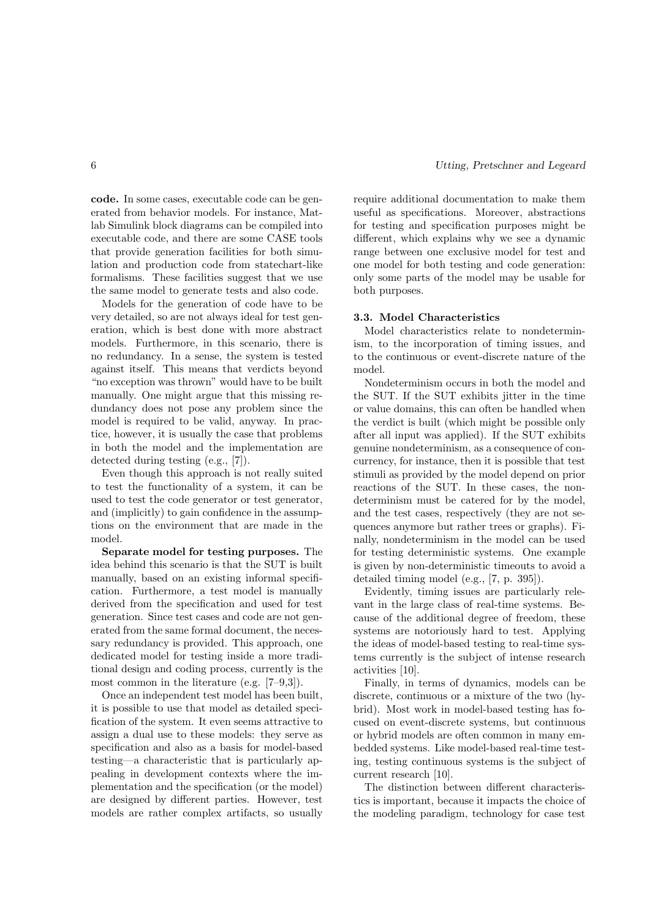**code.** In some cases, executable code can be generated from behavior models. For instance, Matlab Simulink block diagrams can be compiled into executable code, and there are some CASE tools that provide generation facilities for both simulation and production code from statechart-like formalisms. These facilities suggest that we use the same model to generate tests and also code.

Models for the generation of code have to be very detailed, so are not always ideal for test generation, which is best done with more abstract models. Furthermore, in this scenario, there is no redundancy. In a sense, the system is tested against itself. This means that verdicts beyond "no exception was thrown" would have to be built manually. One might argue that this missing redundancy does not pose any problem since the model is required to be valid, anyway. In practice, however, it is usually the case that problems in both the model and the implementation are detected during testing (e.g., [7]).

Even though this approach is not really suited to test the functionality of a system, it can be used to test the code generator or test generator, and (implicitly) to gain confidence in the assumptions on the environment that are made in the model.

**Separate model for testing purposes.** The idea behind this scenario is that the SUT is built manually, based on an existing informal specification. Furthermore, a test model is manually derived from the specification and used for test generation. Since test cases and code are not generated from the same formal document, the necessary redundancy is provided. This approach, one dedicated model for testing inside a more traditional design and coding process, currently is the most common in the literature (e.g. [7–9,3]).

Once an independent test model has been built, it is possible to use that model as detailed specification of the system. It even seems attractive to assign a dual use to these models: they serve as specification and also as a basis for model-based testing—a characteristic that is particularly appealing in development contexts where the implementation and the specification (or the model) are designed by different parties. However, test models are rather complex artifacts, so usually require additional documentation to make them useful as specifications. Moreover, abstractions for testing and specification purposes might be different, which explains why we see a dynamic range between one exclusive model for test and one model for both testing and code generation: only some parts of the model may be usable for both purposes.

### 3.3. Model Characteristics

Model characteristics relate to nondeterminism, to the incorporation of timing issues, and to the continuous or event-discrete nature of the model.

Nondeterminism occurs in both the model and the SUT. If the SUT exhibits jitter in the time or value domains, this can often be handled when the verdict is built (which might be possible only after all input was applied). If the SUT exhibits genuine nondeterminism, as a consequence of concurrency, for instance, then it is possible that test stimuli as provided by the model depend on prior reactions of the SUT. In these cases, the nondeterminism must be catered for by the model, and the test cases, respectively (they are not sequences anymore but rather trees or graphs). Finally, nondeterminism in the model can be used for testing deterministic systems. One example is given by non-deterministic timeouts to avoid a detailed timing model (e.g., [7, p. 395]).

Evidently, timing issues are particularly relevant in the large class of real-time systems. Because of the additional degree of freedom, these systems are notoriously hard to test. Applying the ideas of model-based testing to real-time systems currently is the subject of intense research activities [10].

Finally, in terms of dynamics, models can be discrete, continuous or a mixture of the two (hybrid). Most work in model-based testing has focused on event-discrete systems, but continuous or hybrid models are often common in many embedded systems. Like model-based real-time testing, testing continuous systems is the subject of current research [10].

The distinction between different characteristics is important, because it impacts the choice of the modeling paradigm, technology for case test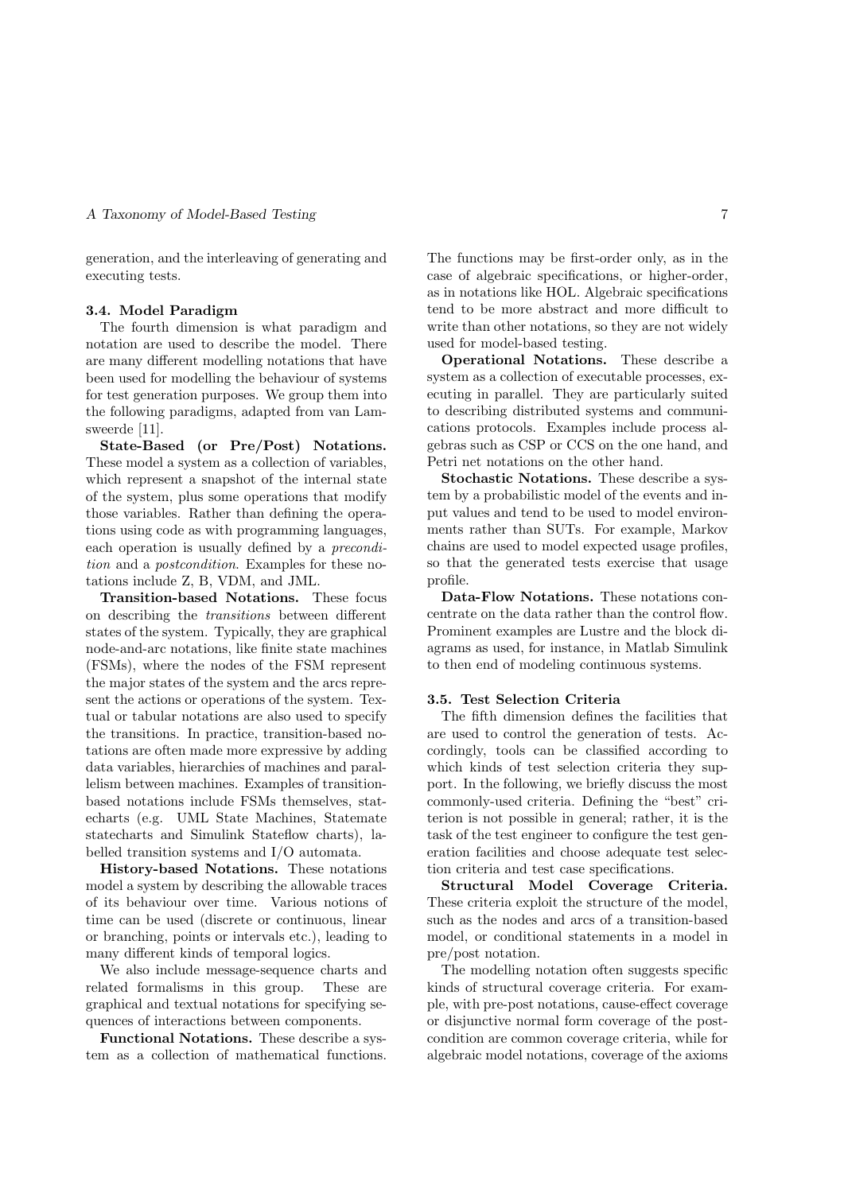generation, and the interleaving of generating and executing tests.

### 3.4. Model Paradigm

The fourth dimension is what paradigm and notation are used to describe the model. There are many different modelling notations that have been used for modelling the behaviour of systems for test generation purposes. We group them into the following paradigms, adapted from van Lamsweerde [11].

**State-Based (or Pre/Post) Notations.** These model a system as a collection of variables, which represent a snapshot of the internal state of the system, plus some operations that modify those variables. Rather than defining the operations using code as with programming languages, each operation is usually defined by a *precondition* and a *postcondition*. Examples for these notations include Z, B, VDM, and JML.

**Transition-based Notations.** These focus on describing the *transitions* between different states of the system. Typically, they are graphical node-and-arc notations, like finite state machines (FSMs), where the nodes of the FSM represent the major states of the system and the arcs represent the actions or operations of the system. Textual or tabular notations are also used to specify the transitions. In practice, transition-based notations are often made more expressive by adding data variables, hierarchies of machines and parallelism between machines. Examples of transition-based notations include FSMs themselves, statecharts (e.g. UML State Machines, Statemate statecharts and Simulink Stateflow charts), labelled transition systems and I/O automata.

**History-based Notations.** These notations model a system by describing the allowable traces of its behaviour over time. Various notions of time can be used (discrete or continuous, linear or branching, points or intervals etc.), leading to many different kinds of temporal logics.

We also include message-sequence charts and related formalisms in this group. These are graphical and textual notations for specifying sequences of interactions between components.

**Functional Notations.** These describe a system as a collection of mathematical functions. The functions may be first-order only, as in the case of algebraic specifications, or higher-order, as in notations like HOL. Algebraic specifications tend to be more abstract and more difficult to write than other notations, so they are not widely used for model-based testing.

**Operational Notations.** These describe a system as a collection of executable processes, executing in parallel. They are particularly suited to describing distributed systems and communications protocols. Examples include process algebras such as CSP or CCS on the one hand, and Petri net notations on the other hand.

**Stochastic Notations.** These describe a system by a probabilistic model of the events and input values and tend to be used to model environments rather than SUTs. For example, Markov chains are used to model expected usage profiles, so that the generated tests exercise that usage profile.

**Data-Flow Notations.** These notations concentrate on the data rather than the control flow. Prominent examples are Lustre and the block diagrams as used, for instance, in Matlab Simulink to then end of modeling continuous systems.

### 3.5. Test Selection Criteria

The fifth dimension defines the facilities that are used to control the generation of tests. Accordingly, tools can be classified according to which kinds of test selection criteria they support. In the following, we briefly discuss the most commonly-used criteria. Defining the "best" criterion is not possible in general; rather, it is the task of the test engineer to configure the test generation facilities and choose adequate test selection criteria and test case specifications.

**Structural Model Coverage Criteria.** These criteria exploit the structure of the model, such as the nodes and arcs of a transition-based model, or conditional statements in a model in pre/post notation.

The modelling notation often suggests specific kinds of structural coverage criteria. For example, with pre-post notations, cause-effect coverage or disjunctive normal form coverage of the postcondition are common coverage criteria, while for algebraic model notations, coverage of the axioms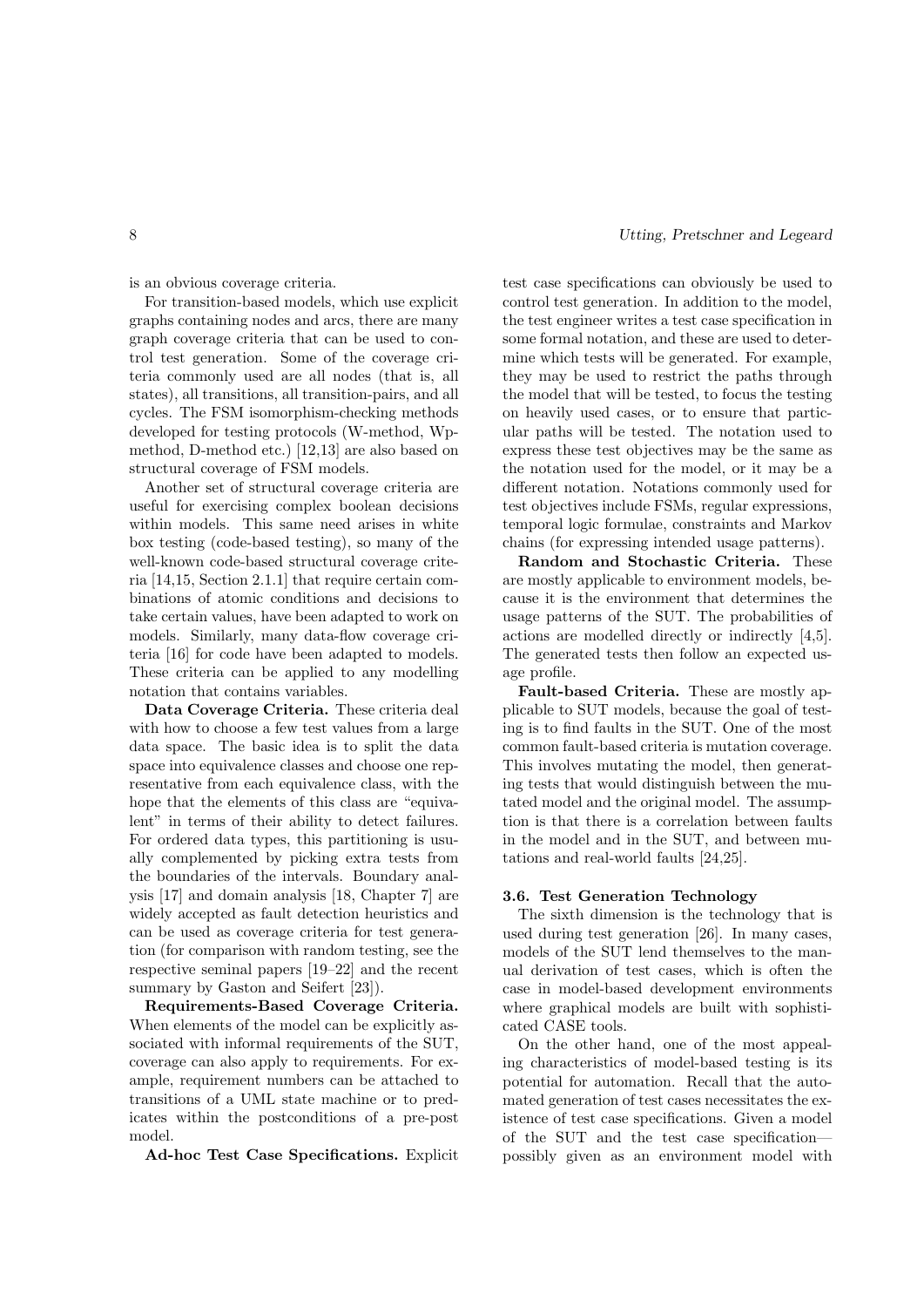is an obvious coverage criteria.

For transition-based models, which use explicit graphs containing nodes and arcs, there are many graph coverage criteria that can be used to control test generation. Some of the coverage criteria commonly used are all nodes (that is, all states), all transitions, all transition-pairs, and all cycles. The FSM isomorphism-checking methods developed for testing protocols (W-method, Wp-method, D-method etc.) [12,13] are also based on structural coverage of FSM models.

Another set of structural coverage criteria are useful for exercising complex boolean decisions within models. This same need arises in white box testing (code-based testing), so many of the well-known code-based structural coverage criteria [14,15, Section 2.1.1] that require certain combinations of atomic conditions and decisions to take certain values, have been adapted to work on models. Similarly, many data-flow coverage criteria [16] for code have been adapted to models. These criteria can be applied to any modelling notation that contains variables.

**Data Coverage Criteria.** These criteria deal with how to choose a few test values from a large data space. The basic idea is to split the data space into equivalence classes and choose one representative from each equivalence class, with the hope that the elements of this class are "equivalent" in terms of their ability to detect failures. For ordered data types, this partitioning is usually complemented by picking extra tests from the boundaries of the intervals. Boundary analysis [17] and domain analysis [18, Chapter 7] are widely accepted as fault detection heuristics and can be used as coverage criteria for test generation (for comparison with random testing, see the respective seminal papers [19–22] and the recent summary by Gaston and Seifert [23]).

**Requirements-Based Coverage Criteria.** When elements of the model can be explicitly associated with informal requirements of the SUT, coverage can also apply to requirements. For example, requirement numbers can be attached to transitions of a UML state machine or to predicates within the postconditions of a pre-post model.

**Ad-hoc Test Case Specifications.** Explicit test case specifications can obviously be used to control test generation. In addition to the model, the test engineer writes a test case specification in some formal notation, and these are used to determine which tests will be generated. For example, they may be used to restrict the paths through the model that will be tested, to focus the testing on heavily used cases, or to ensure that particular paths will be tested. The notation used to express these test objectives may be the same as the notation used for the model, or it may be a different notation. Notations commonly used for test objectives include FSMs, regular expressions, temporal logic formulae, constraints and Markov chains (for expressing intended usage patterns).

**Random and Stochastic Criteria.** These are mostly applicable to environment models, because it is the environment that determines the usage patterns of the SUT. The probabilities of actions are modelled directly or indirectly [4,5]. The generated tests then follow an expected usage profile.

**Fault-based Criteria.** These are mostly applicable to SUT models, because the goal of testing is to find faults in the SUT. One of the most common fault-based criteria is mutation coverage. This involves mutating the model, then generating tests that would distinguish between the mutated model and the original model. The assumption is that there is a correlation between faults in the model and in the SUT, and between mutations and real-world faults [24,25].

### 3.6. Test Generation Technology

The sixth dimension is the technology that is used during test generation [26]. In many cases, models of the SUT lend themselves to the manual derivation of test cases, which is often the case in model-based development environments where graphical models are built with sophisticated CASE tools.

On the other hand, one of the most appealing characteristics of model-based testing is its potential for automation. Recall that the automated generation of test cases necessitates the existence of test case specifications. Given a model of the SUT and the test case specification—possibly given as an environment model with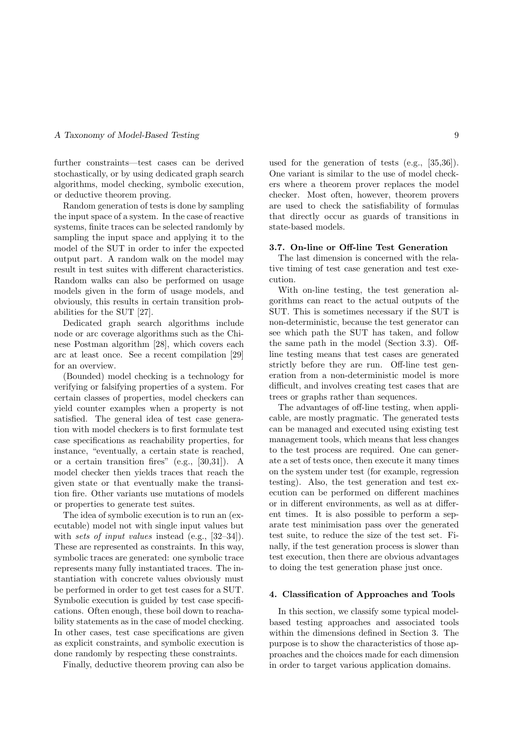further constraints—test cases can be derived stochastically, or by using dedicated graph search algorithms, model checking, symbolic execution, or deductive theorem proving.

Random generation of tests is done by sampling the input space of a system. In the case of reactive systems, finite traces can be selected randomly by sampling the input space and applying it to the model of the SUT in order to infer the expected output part. A random walk on the model may result in test suites with different characteristics. Random walks can also be performed on usage models given in the form of usage models, and obviously, this results in certain transition probabilities for the SUT [27].

Dedicated graph search algorithms include node or arc coverage algorithms such as the Chinese Postman algorithm [28], which covers each arc at least once. See a recent compilation [29] for an overview.

(Bounded) model checking is a technology for verifying or falsifying properties of a system. For certain classes of properties, model checkers can yield counter examples when a property is not satisfied. The general idea of test case generation with model checkers is to first formulate test case specifications as reachability properties, for instance, "eventually, a certain state is reached, or a certain transition fires" (e.g., [30,31]). A model checker then yields traces that reach the given state or that eventually make the transition fire. Other variants use mutations of models or properties to generate test suites.

The idea of symbolic execution is to run an (executable) model not with single input values but with *sets of input values* instead (e.g., [32–34]). These are represented as constraints. In this way, symbolic traces are generated: one symbolic trace represents many fully instantiated traces. The instantiation with concrete values obviously must be performed in order to get test cases for a SUT. Symbolic execution is guided by test case specifications. Often enough, these boil down to reachability statements as in the case of model checking. In other cases, test case specifications are given as explicit constraints, and symbolic execution is done randomly by respecting these constraints.

Finally, deductive theorem proving can also be used for the generation of tests (e.g., [35,36]). One variant is similar to the use of model checkers where a theorem prover replaces the model checker. Most often, however, theorem provers are used to check the satisfiability of formulas that directly occur as guards of transitions in state-based models.

### 3.7. On-line or Off-line Test Generation

The last dimension is concerned with the relative timing of test case generation and test execution.

With on-line testing, the test generation algorithms can react to the actual outputs of the SUT. This is sometimes necessary if the SUT is non-deterministic, because the test generator can see which path the SUT has taken, and follow the same path in the model (Section 3.3). Off-line testing means that test cases are generated strictly before they are run. Off-line test generation from a non-deterministic model is more difficult, and involves creating test cases that are trees or graphs rather than sequences.

The advantages of off-line testing, when applicable, are mostly pragmatic. The generated tests can be managed and executed using existing test management tools, which means that less changes to the test process are required. One can generate a set of tests once, then execute it many times on the system under test (for example, regression testing). Also, the test generation and test execution can be performed on different machines or in different environments, as well as at different times. It is also possible to perform a separate test minimisation pass over the generated test suite, to reduce the size of the test set. Finally, if the test generation process is slower than test execution, then there are obvious advantages to doing the test generation phase just once.

## 4. Classification of Approaches and Tools

In this section, we classify some typical model-based testing approaches and associated tools within the dimensions defined in Section 3. The purpose is to show the characteristics of those approaches and the choices made for each dimension in order to target various application domains.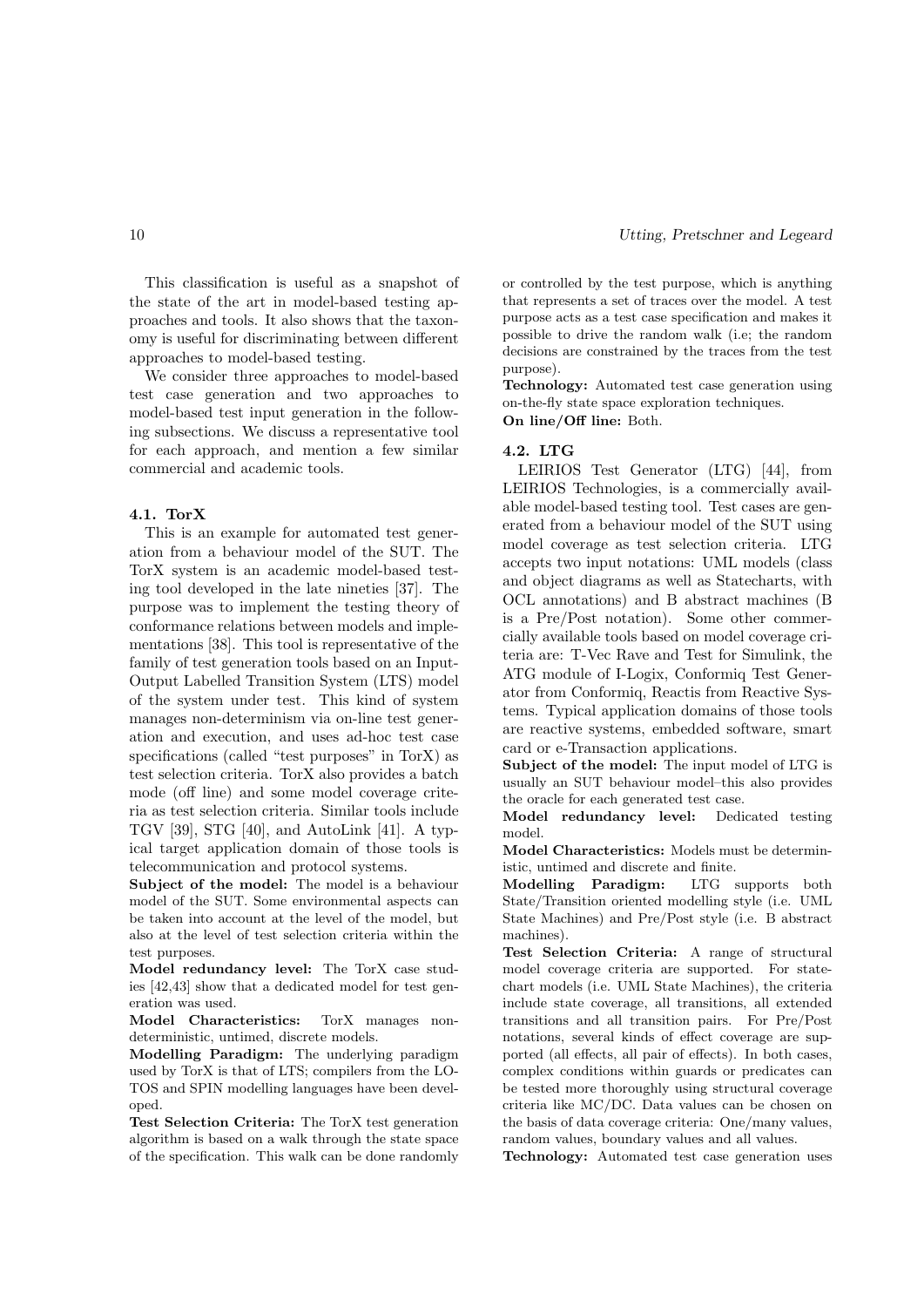This classification is useful as a snapshot of the state of the art in model-based testing approaches and tools. It also shows that the taxonomy is useful for discriminating between different approaches to model-based testing.

We consider three approaches to model-based test case generation and two approaches to model-based test input generation in the following subsections. We discuss a representative tool for each approach, and mention a few similar commercial and academic tools.

### 4.1. TorX

This is an example for automated test generation from a behaviour model of the SUT. The TorX system is an academic model-based testing tool developed in the late nineties [37]. The purpose was to implement the testing theory of conformance relations between models and implementations [38]. This tool is representative of the family of test generation tools based on an Input-Output Labelled Transition System (LTS) model of the system under test. This kind of system manages non-determinism via on-line test generation and execution, and uses ad-hoc test case specifications (called "test purposes" in TorX) as test selection criteria. TorX also provides a batch mode (off line) and some model coverage criteria as test selection criteria. Similar tools include TGV [39], STG [40], and AutoLink [41]. A typical target application domain of those tools is telecommunication and protocol systems.

**Subject of the model:** The model is a behaviour model of the SUT. Some environmental aspects can be taken into account at the level of the model, but also at the level of test selection criteria within the test purposes.

**Model redundancy level:** The TorX case studies [42,43] show that a dedicated model for test generation was used.

**Model Characteristics:** TorX manages non-deterministic, untimed, discrete models.

**Modelling Paradigm:** The underlying paradigm used by TorX is that of LTS; compilers from the LOTOS and SPIN modelling languages have been developed.

**Test Selection Criteria:** The TorX test generation algorithm is based on a walk through the state space of the specification. This walk can be done randomly or controlled by the test purpose, which is anything that represents a set of traces over the model. A test purpose acts as a test case specification and makes it possible to drive the random walk (i.e; the random decisions are constrained by the traces from the test purpose).

**Technology:** Automated test case generation using on-the-fly state space exploration techniques.

**On line/Off line:** Both.

### 4.2. LTG

LEIRIOS Test Generator (LTG) [44], from LEIRIOS Technologies, is a commercially available model-based testing tool. Test cases are generated from a behaviour model of the SUT using model coverage as test selection criteria. LTG accepts two input notations: UML models (class and object diagrams as well as Statecharts, with OCL annotations) and B abstract machines (B is a Pre/Post notation). Some other commercially available tools based on model coverage criteria are: T-Vec Rave and Test for Simulink, the ATG module of I-Logix, Conformiq Test Generator from Conformiq, Reactis from Reactive Systems. Typical application domains of those tools are reactive systems, embedded software, smart card or e-Transaction applications.

**Subject of the model:** The input model of LTG is usually an SUT behaviour model–this also provides the oracle for each generated test case.

**Model redundancy level:** Dedicated testing model.

**Model Characteristics:** Models must be deterministic, untimed and discrete and finite.

**Modelling Paradigm:** LTG supports both State/Transition oriented modelling style (i.e. UML State Machines) and Pre/Post style (i.e. B abstract machines).

**Test Selection Criteria:** A range of structural model coverage criteria are supported. For statechart models (i.e. UML State Machines), the criteria include state coverage, all transitions, all extended transitions and all transition pairs. For Pre/Post notations, several kinds of effect coverage are supported (all effects, all pair of effects). In both cases, complex conditions within guards or predicates can be tested more thoroughly using structural coverage criteria like MC/DC. Data values can be chosen on the basis of data coverage criteria: One/many values, random values, boundary values and all values.

**Technology:** Automated test case generation uses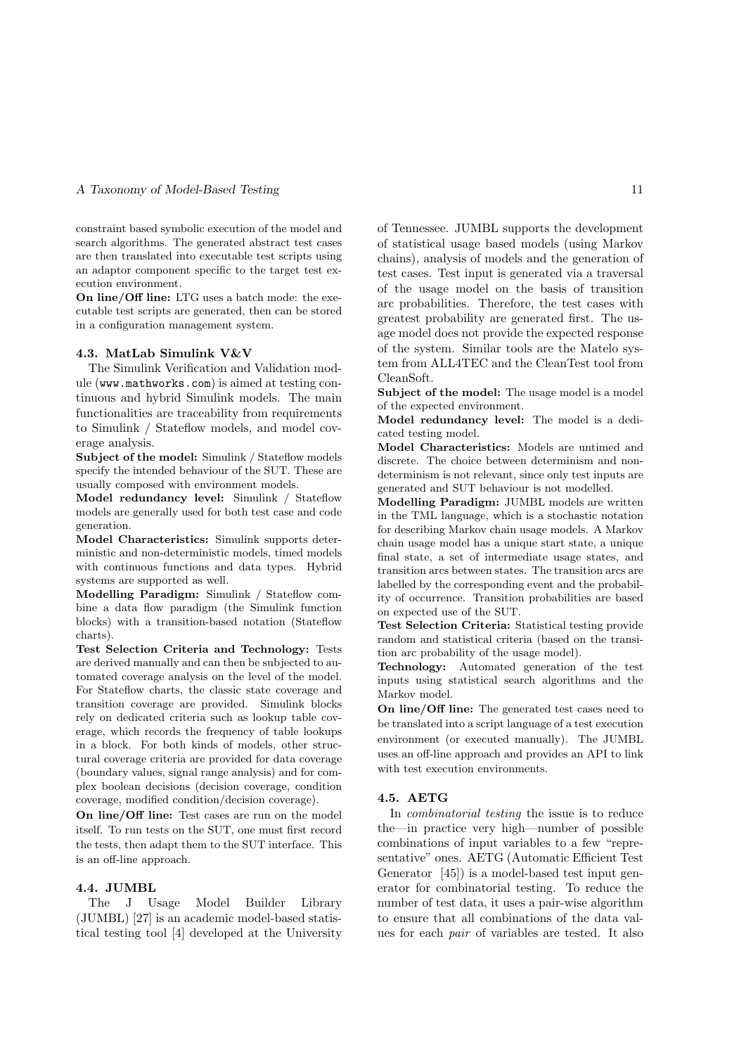constraint based symbolic execution of the model and search algorithms. The generated abstract test cases are then translated into executable test scripts using an adaptor component specific to the target test execution environment.

**On line/Off line:** LTG uses a batch mode: the executable test scripts are generated, then can be stored in a configuration management system.

### 4.3. MatLab Simulink V&V

The Simulink Verification and Validation module (`www.mathworks.com`) is aimed at testing continuous and hybrid Simulink models. The main functionalities are traceability from requirements to Simulink / Stateflow models, and model coverage analysis.

**Subject of the model:** Simulink / Stateflow models specify the intended behaviour of the SUT. These are usually composed with environment models.

**Model redundancy level:** Simulink / Stateflow models are generally used for both test case and code generation.

**Model Characteristics:** Simulink supports deterministic and non-deterministic models, timed models with continuous functions and data types. Hybrid systems are supported as well.

**Modelling Paradigm:** Simulink / Stateflow combine a data flow paradigm (the Simulink function blocks) with a transition-based notation (Stateflow charts).

**Test Selection Criteria and Technology:** Tests are derived manually and can then be subjected to automated coverage analysis on the level of the model. For Stateflow charts, the classic state coverage and transition coverage are provided. Simulink blocks rely on dedicated criteria such as lookup table coverage, which records the frequency of table lookups in a block. For both kinds of models, other structural coverage criteria are provided for data coverage (boundary values, signal range analysis) and for complex boolean decisions (decision coverage, condition coverage, modified condition/decision coverage).

**On line/Off line:** Test cases are run on the model itself. To run tests on the SUT, one must first record the tests, then adapt them to the SUT interface. This is an off-line approach.

### 4.4. JUMBL

The J Usage Model Builder Library (JUMBL) [27] is an academic model-based statistical testing tool [4] developed at the University of Tennessee. JUMBL supports the development of statistical usage based models (using Markov chains), analysis of models and the generation of test cases. Test input is generated via a traversal of the usage model on the basis of transition arc probabilities. Therefore, the test cases with greatest probability are generated first. The usage model does not provide the expected response of the system. Similar tools are the Matelo system from ALL4TEC and the CleanTest tool from CleanSoft.

**Subject of the model:** The usage model is a model of the expected environment.

**Model redundancy level:** The model is a dedicated testing model.

**Model Characteristics:** Models are untimed and discrete. The choice between determinism and nondeterminism is not relevant, since only test inputs are generated and SUT behaviour is not modelled.

**Modelling Paradigm:** JUMBL models are written in the TML language, which is a stochastic notation for describing Markov chain usage models. A Markov chain usage model has a unique start state, a unique final state, a set of intermediate usage states, and transition arcs between states. The transition arcs are labelled by the corresponding event and the probability of occurrence. Transition probabilities are based on expected use of the SUT.

**Test Selection Criteria:** Statistical testing provide random and statistical criteria (based on the transition arc probability of the usage model).

**Technology:** Automated generation of the test inputs using statistical search algorithms and the Markov model.

**On line/Off line:** The generated test cases need to be translated into a script language of a test execution environment (or executed manually). The JUMBL uses an off-line approach and provides an API to link with test execution environments.

### 4.5. AETG

In *combinatorial testing* the issue is to reduce the—in practice very high—number of possible combinations of input variables to a few "representative" ones. AETG (Automatic Efficient Test Generator [45]) is a model-based test input generator for combinatorial testing. To reduce the number of test data, it uses a pair-wise algorithm to ensure that all combinations of the data values for each *pair* of variables are tested. It also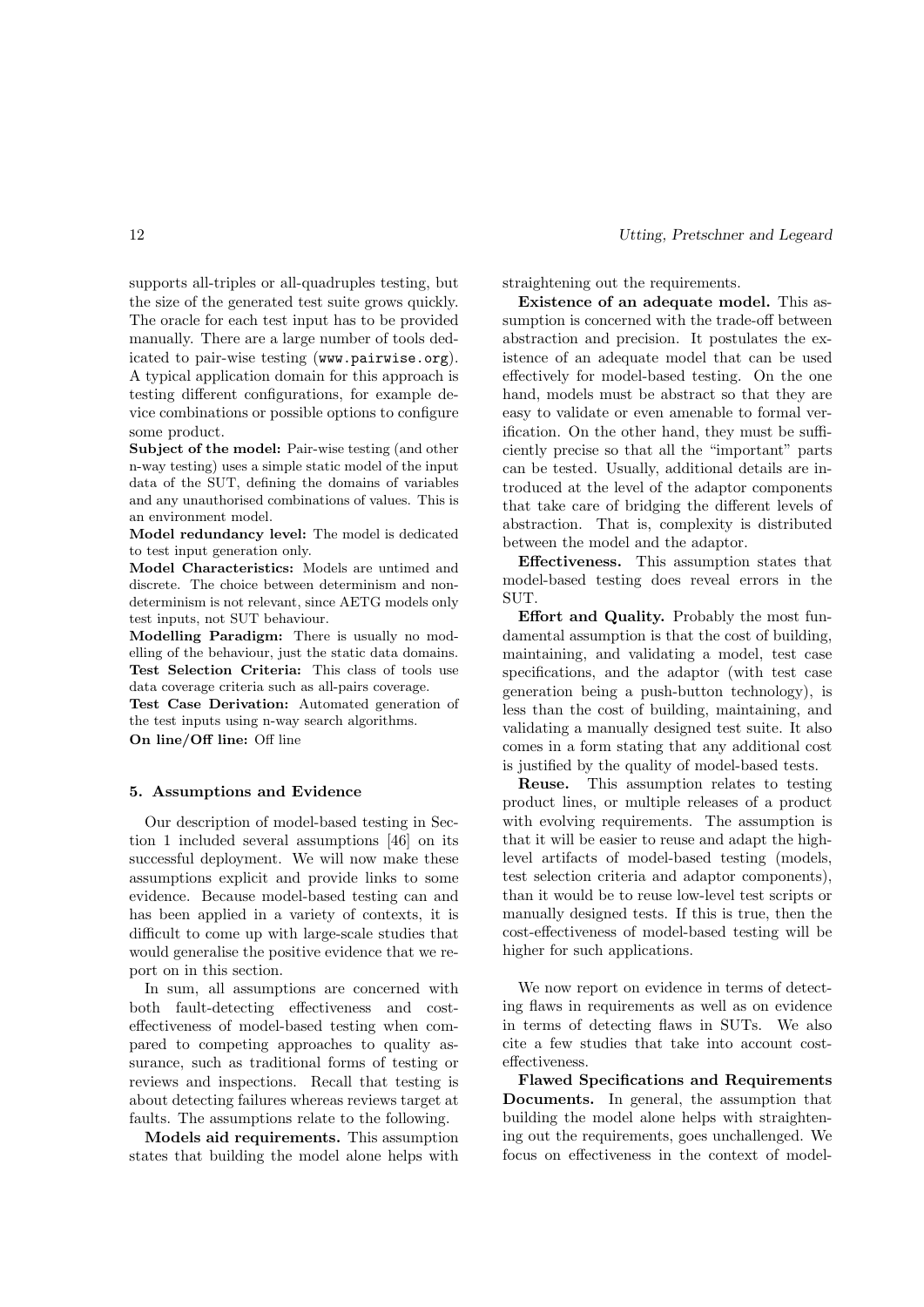supports all-triples or all-quadruples testing, but the size of the generated test suite grows quickly. The oracle for each test input has to be provided manually. There are a large number of tools dedicated to pair-wise testing (www.pairwise.org). A typical application domain for this approach is testing different configurations, for example device combinations or possible options to configure some product.

**Subject of the model:** Pair-wise testing (and other n-way testing) uses a simple static model of the input data of the SUT, defining the domains of variables and any unauthorised combinations of values. This is an environment model.

**Model redundancy level:** The model is dedicated to test input generation only.

**Model Characteristics:** Models are untimed and discrete. The choice between determinism and non-determinism is not relevant, since AETG models only test inputs, not SUT behaviour.

**Modelling Paradigm:** There is usually no modelling of the behaviour, just the static data domains.

**Test Selection Criteria:** This class of tools use data coverage criteria such as all-pairs coverage.

**Test Case Derivation:** Automated generation of the test inputs using n-way search algorithms.

**On line/Off line:** Off line

### 5. Assumptions and Evidence

Our description of model-based testing in Section 1 included several assumptions [46] on its successful deployment. We will now make these assumptions explicit and provide links to some evidence. Because model-based testing can and has been applied in a variety of contexts, it is difficult to come up with large-scale studies that would generalise the positive evidence that we report on in this section.

In sum, all assumptions are concerned with both fault-detecting effectiveness and cost-effectiveness of model-based testing when compared to competing approaches to quality assurance, such as traditional forms of testing or reviews and inspections. Recall that testing is about detecting failures whereas reviews target at faults. The assumptions relate to the following.

**Models aid requirements.** This assumption states that building the model alone helps with straightening out the requirements.

**Existence of an adequate model.** This assumption is concerned with the trade-off between abstraction and precision. It postulates the existence of an adequate model that can be used effectively for model-based testing. On the one hand, models must be abstract so that they are easy to validate or even amenable to formal verification. On the other hand, they must be sufficiently precise so that all the "important" parts can be tested. Usually, additional details are introduced at the level of the adaptor components that take care of bridging the different levels of abstraction. That is, complexity is distributed between the model and the adaptor.

**Effectiveness.** This assumption states that model-based testing does reveal errors in the SUT.

**Effort and Quality.** Probably the most fundamental assumption is that the cost of building, maintaining, and validating a model, test case specifications, and the adaptor (with test case generation being a push-button technology), is less than the cost of building, maintaining, and validating a manually designed test suite. It also comes in a form stating that any additional cost is justified by the quality of model-based tests.

**Reuse.** This assumption relates to testing product lines, or multiple releases of a product with evolving requirements. The assumption is that it will be easier to reuse and adapt the high-level artifacts of model-based testing (models, test selection criteria and adaptor components), than it would be to reuse low-level test scripts or manually designed tests. If this is true, then the cost-effectiveness of model-based testing will be higher for such applications.

We now report on evidence in terms of detecting flaws in requirements as well as on evidence in terms of detecting flaws in SUTs. We also cite a few studies that take into account cost-effectiveness.

**Flawed Specifications and Requirements Documents.** In general, the assumption that building the model alone helps with straightening out the requirements, goes unchallenged. We focus on effectiveness in the context of model-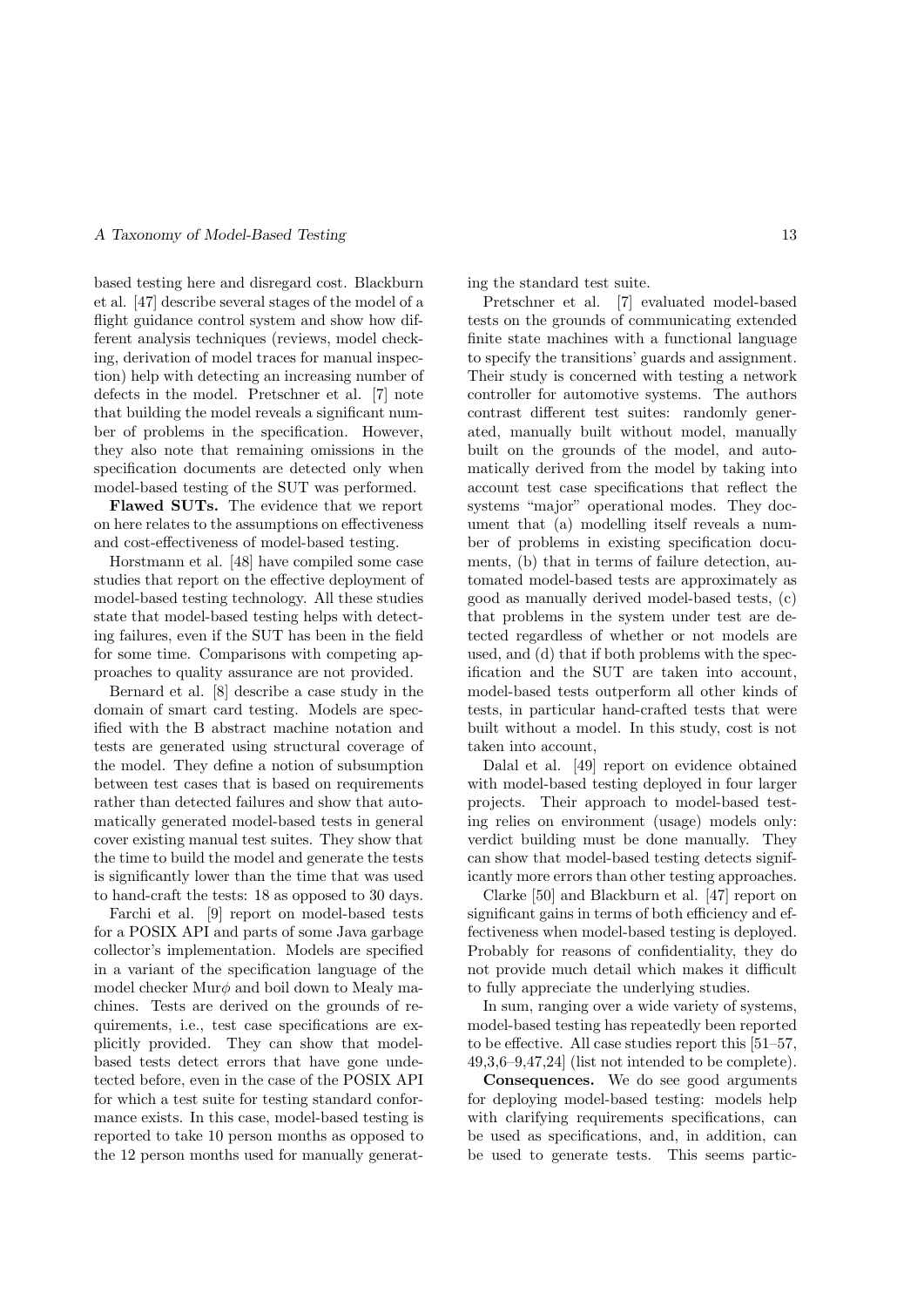based testing here and disregard cost. Blackburn et al. [47] describe several stages of the model of a flight guidance control system and show how different analysis techniques (reviews, model checking, derivation of model traces for manual inspection) help with detecting an increasing number of defects in the model. Pretschner et al. [7] note that building the model reveals a significant number of problems in the specification. However, they also note that remaining omissions in the specification documents are detected only when model-based testing of the SUT was performed.

**Flawed SUTs.** The evidence that we report on here relates to the assumptions on effectiveness and cost-effectiveness of model-based testing.

Horstmann et al. [48] have compiled some case studies that report on the effective deployment of model-based testing technology. All these studies state that model-based testing helps with detecting failures, even if the SUT has been in the field for some time. Comparisons with competing approaches to quality assurance are not provided.

Bernard et al. [8] describe a case study in the domain of smart card testing. Models are specified with the B abstract machine notation and tests are generated using structural coverage of the model. They define a notion of subsumption between test cases that is based on requirements rather than detected failures and show that automatically generated model-based tests in general cover existing manual test suites. They show that the time to build the model and generate the tests is significantly lower than the time that was used to hand-craft the tests: 18 as opposed to 30 days.

Farchi et al. [9] report on model-based tests for a POSIX API and parts of some Java garbage collector's implementation. Models are specified in a variant of the specification language of the model checker Mur$\phi$ and boil down to Mealy machines. Tests are derived on the grounds of requirements, i.e., test case specifications are explicitly provided. They can show that model-based tests detect errors that have gone undetected before, even in the case of the POSIX API for which a test suite for testing standard conformance exists. In this case, model-based testing is reported to take 10 person months as opposed to the 12 person months used for manually generating the standard test suite.

Pretschner et al. [7] evaluated model-based tests on the grounds of communicating extended finite state machines with a functional language to specify the transitions' guards and assignment. Their study is concerned with testing a network controller for automotive systems. The authors contrast different test suites: randomly generated, manually built without model, manually built on the grounds of the model, and automatically derived from the model by taking into account test case specifications that reflect the systems "major" operational modes. They document that (a) modelling itself reveals a number of problems in existing specification documents, (b) that in terms of failure detection, automated model-based tests are approximately as good as manually derived model-based tests, (c) that problems in the system under test are detected regardless of whether or not models are used, and (d) that if both problems with the specification and the SUT are taken into account, model-based tests outperform all other kinds of tests, in particular hand-crafted tests that were built without a model. In this study, cost is not taken into account,

Dalal et al. [49] report on evidence obtained with model-based testing deployed in four larger projects. Their approach to model-based testing relies on environment (usage) models only: verdict building must be done manually. They can show that model-based testing detects significantly more errors than other testing approaches.

Clarke [50] and Blackburn et al. [47] report on significant gains in terms of both efficiency and effectiveness when model-based testing is deployed. Probably for reasons of confidentiality, they do not provide much detail which makes it difficult to fully appreciate the underlying studies.

In sum, ranging over a wide variety of systems, model-based testing has repeatedly been reported to be effective. All case studies report this [51–57, 49,3,6–9,47,24] (list not intended to be complete).

**Consequences.** We do see good arguments for deploying model-based testing: models help with clarifying requirements specifications, can be used as specifications, and, in addition, can be used to generate tests. This seems partic-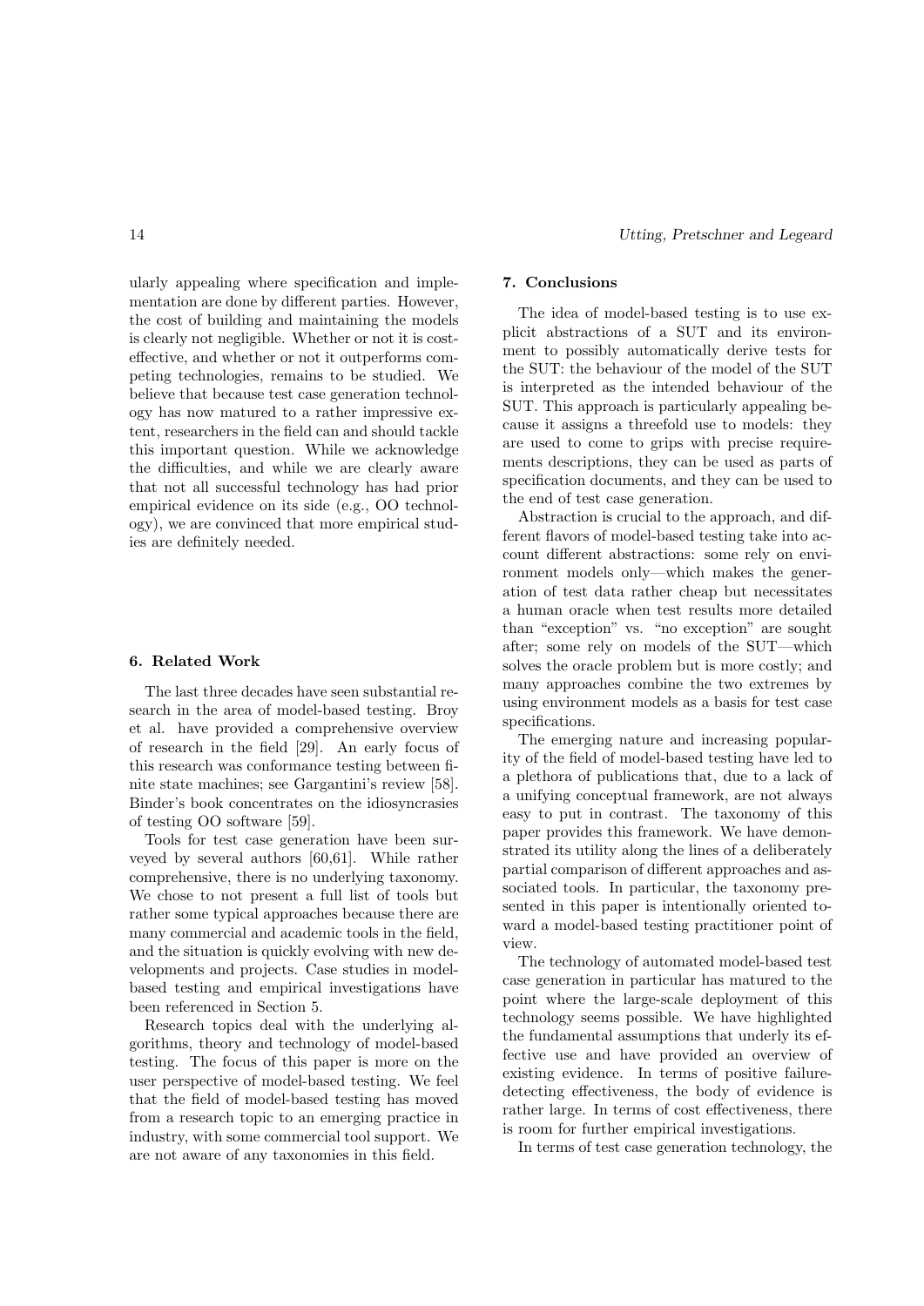ularly appealing where specification and implementation are done by different parties. However, the cost of building and maintaining the models is clearly not negligible. Whether or not it is cost-effective, and whether or not it outperforms competing technologies, remains to be studied. We believe that because test case generation technology has now matured to a rather impressive extent, researchers in the field can and should tackle this important question. While we acknowledge the difficulties, and while we are clearly aware that not all successful technology has had prior empirical evidence on its side (e.g., OO technology), we are convinced that more empirical studies are definitely needed.

## 6. Related Work

The last three decades have seen substantial research in the area of model-based testing. Broy et al. have provided a comprehensive overview of research in the field [29]. An early focus of this research was conformance testing between finite state machines; see Gargantini's review [58]. Binder's book concentrates on the idiosyncrasies of testing OO software [59].

Tools for test case generation have been surveyed by several authors [60,61]. While rather comprehensive, there is no underlying taxonomy. We chose to not present a full list of tools but rather some typical approaches because there are many commercial and academic tools in the field, and the situation is quickly evolving with new developments and projects. Case studies in model-based testing and empirical investigations have been referenced in Section 5.

Research topics deal with the underlying algorithms, theory and technology of model-based testing. The focus of this paper is more on the user perspective of model-based testing. We feel that the field of model-based testing has moved from a research topic to an emerging practice in industry, with some commercial tool support. We are not aware of any taxonomies in this field.

## 7. Conclusions

The idea of model-based testing is to use explicit abstractions of a SUT and its environment to possibly automatically derive tests for the SUT: the behaviour of the model of the SUT is interpreted as the intended behaviour of the SUT. This approach is particularly appealing because it assigns a threefold use to models: they are used to come to grips with precise requirements descriptions, they can be used as parts of specification documents, and they can be used to the end of test case generation.

Abstraction is crucial to the approach, and different flavors of model-based testing take into account different abstractions: some rely on environment models only—which makes the generation of test data rather cheap but necessitates a human oracle when test results more detailed than "exception" vs. "no exception" are sought after; some rely on models of the SUT—which solves the oracle problem but is more costly; and many approaches combine the two extremes by using environment models as a basis for test case specifications.

The emerging nature and increasing popularity of the field of model-based testing have led to a plethora of publications that, due to a lack of a unifying conceptual framework, are not always easy to put in contrast. The taxonomy of this paper provides this framework. We have demonstrated its utility along the lines of a deliberately partial comparison of different approaches and associated tools. In particular, the taxonomy presented in this paper is intentionally oriented toward a model-based testing practitioner point of view.

The technology of automated model-based test case generation in particular has matured to the point where the large-scale deployment of this technology seems possible. We have highlighted the fundamental assumptions that underly its effective use and have provided an overview of existing evidence. In terms of positive failure-detecting effectiveness, the body of evidence is rather large. In terms of cost effectiveness, there is room for further empirical investigations.

In terms of test case generation technology, the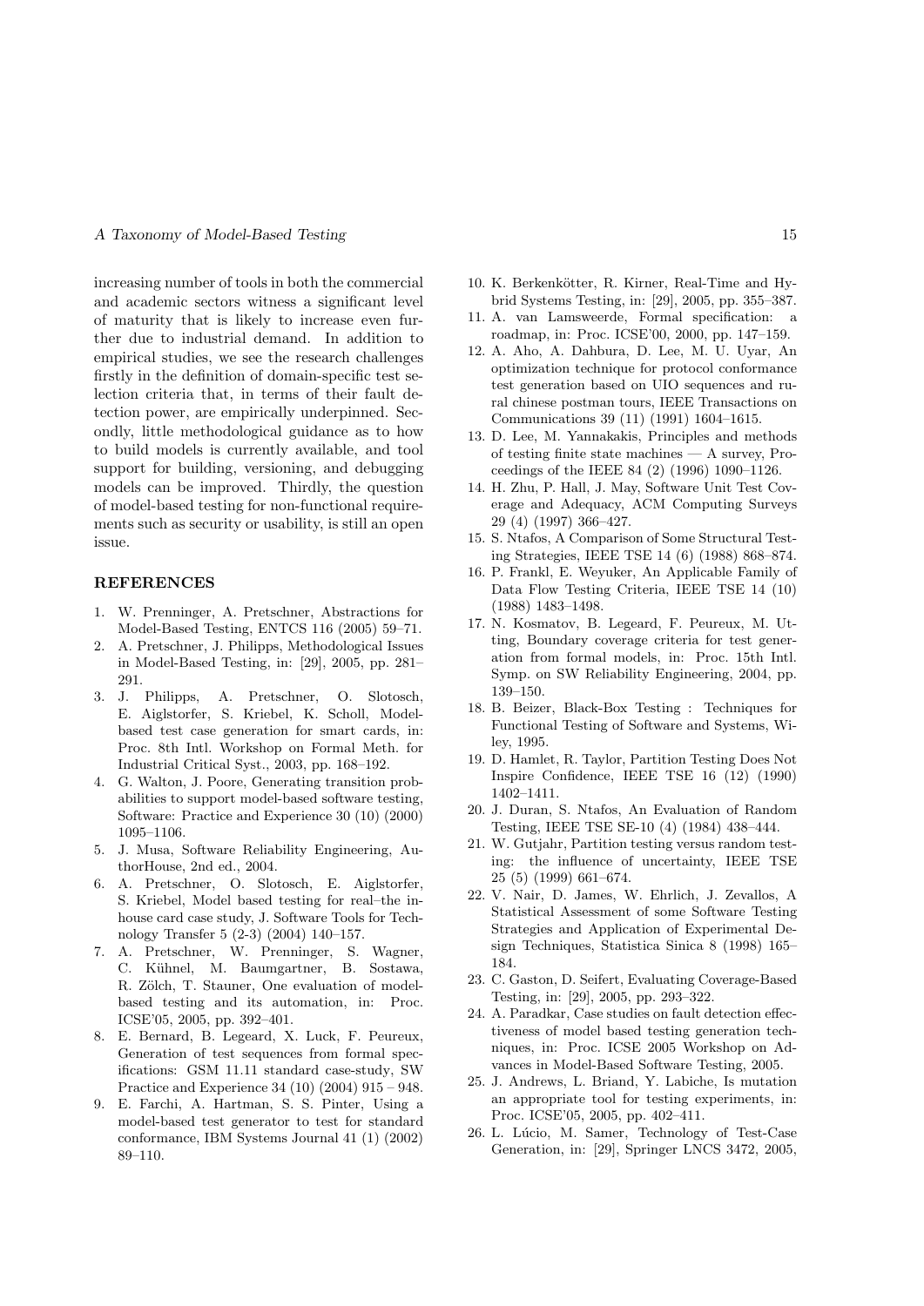increasing number of tools in both the commercial and academic sectors witness a significant level of maturity that is likely to increase even further due to industrial demand. In addition to empirical studies, we see the research challenges firstly in the definition of domain-specific test selection criteria that, in terms of their fault detection power, are empirically underpinned. Secondly, little methodological guidance as to how to build models is currently available, and tool support for building, versioning, and debugging models can be improved. Thirdly, the question of model-based testing for non-functional requirements such as security or usability, is still an open issue.

## REFERENCES

1. W. Prenninger, A. Pretschner, Abstractions for Model-Based Testing, ENTCS 116 (2005) 59–71.
2. A. Pretschner, J. Philipps, Methodological Issues in Model-Based Testing, in: [29], 2005, pp. 281–291.
3. J. Philipps, A. Pretschner, O. Slotosch, E. Aiglstorfer, S. Kriebel, K. Scholl, Model-based test case generation for smart cards, in: Proc. 8th Intl. Workshop on Formal Meth. for Industrial Critical Syst., 2003, pp. 168–192.
4. G. Walton, J. Poore, Generating transition probabilities to support model-based software testing, Software: Practice and Experience 30 (10) (2000) 1095–1106.
5. J. Musa, Software Reliability Engineering, AuthorHouse, 2nd ed., 2004.
6. A. Pretschner, O. Slotosch, E. Aiglstorfer, S. Kriebel, Model based testing for real–the inhouse card case study, J. Software Tools for Technology Transfer 5 (2-3) (2004) 140–157.
7. A. Pretschner, W. Prenninger, S. Wagner, C. Kühnel, M. Baumgartner, B. Sostawa, R. Zölch, T. Stauner, One evaluation of model-based testing and its automation, in: Proc. ICSE'05, 2005, pp. 392–401.
8. E. Bernard, B. Legeard, X. Luck, F. Peureux, Generation of test sequences from formal specifications: GSM 11.11 standard case-study, SW Practice and Experience 34 (10) (2004) 915 – 948.
9. E. Farchi, A. Hartman, S. S. Pinter, Using a model-based test generator to test for standard conformance, IBM Systems Journal 41 (1) (2002) 89–110.
10. K. Berkenkötter, R. Kirner, Real-Time and Hybrid Systems Testing, in: [29], 2005, pp. 355–387.
11. A. van Lamsweerde, Formal specification: a roadmap, in: Proc. ICSE'00, 2000, pp. 147–159.
12. A. Aho, A. Dahbura, D. Lee, M. U. Uyar, An optimization technique for protocol conformance test generation based on UIO sequences and rural chinese postman tours, IEEE Transactions on Communications 39 (11) (1991) 1604–1615.
13. D. Lee, M. Yannakakis, Principles and methods of testing finite state machines — A survey, Proceedings of the IEEE 84 (2) (1996) 1090–1126.
14. H. Zhu, P. Hall, J. May, Software Unit Test Coverage and Adequacy, ACM Computing Surveys 29 (4) (1997) 366–427.
15. S. Ntafos, A Comparison of Some Structural Testing Strategies, IEEE TSE 14 (6) (1988) 868–874.
16. P. Frankl, E. Weyuker, An Applicable Family of Data Flow Testing Criteria, IEEE TSE 14 (10) (1988) 1483–1498.
17. N. Kosmatov, B. Legeard, F. Peureux, M. Utting, Boundary coverage criteria for test generation from formal models, in: Proc. 15th Intl. Symp. on SW Reliability Engineering, 2004, pp. 139–150.
18. B. Beizer, Black-Box Testing : Techniques for Functional Testing of Software and Systems, Wiley, 1995.
19. D. Hamlet, R. Taylor, Partition Testing Does Not Inspire Confidence, IEEE TSE 16 (12) (1990) 1402–1411.
20. J. Duran, S. Ntafos, An Evaluation of Random Testing, IEEE TSE SE-10 (4) (1984) 438–444.
21. W. Gutjahr, Partition testing versus random testing: the influence of uncertainty, IEEE TSE 25 (5) (1999) 661–674.
22. V. Nair, D. James, W. Ehrlich, J. Zevallos, A Statistical Assessment of some Software Testing Strategies and Application of Experimental Design Techniques, Statistica Sinica 8 (1998) 165–184.
23. C. Gaston, D. Seifert, Evaluating Coverage-Based Testing, in: [29], 2005, pp. 293–322.
24. A. Paradkar, Case studies on fault detection effectiveness of model based testing generation techniques, in: Proc. ICSE 2005 Workshop on Advances in Model-Based Software Testing, 2005.
25. J. Andrews, L. Briand, Y. Labiche, Is mutation an appropriate tool for testing experiments, in: Proc. ICSE'05, 2005, pp. 402–411.
26. L. Lúcio, M. Samer, Technology of Test-Case Generation, in: [29], Springer LNCS 3472, 2005,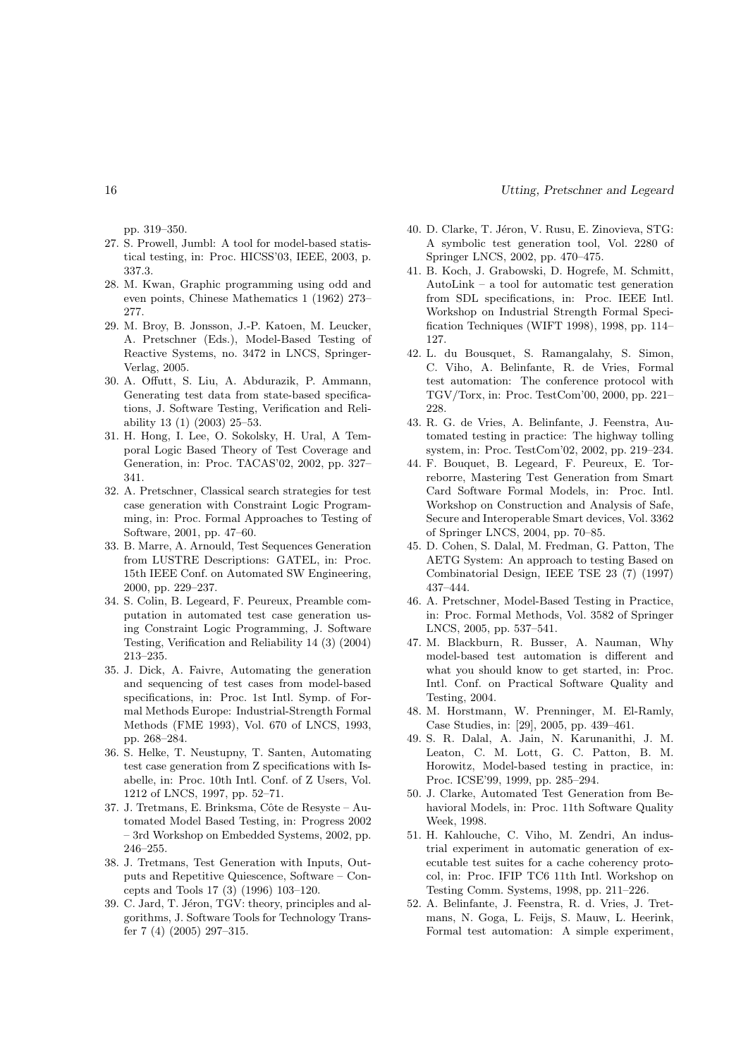pp. 319–350.

27. S. Prowell, Jumbl: A tool for model-based statistical testing, in: Proc. HICSS'03, IEEE, 2003, p. 337.3.
28. M. Kwan, Graphic programming using odd and even points, Chinese Mathematics 1 (1962) 273–277.
29. M. Broy, B. Jonsson, J.-P. Katoen, M. Leucker, A. Pretschner (Eds.), Model-Based Testing of Reactive Systems, no. 3472 in LNCS, Springer-Verlag, 2005.
30. A. Offutt, S. Liu, A. Abdurazik, P. Ammann, Generating test data from state-based specifications, J. Software Testing, Verification and Reliability 13 (1) (2003) 25–53.
31. H. Hong, I. Lee, O. Sokolsky, H. Ural, A Temporal Logic Based Theory of Test Coverage and Generation, in: Proc. TACAS'02, 2002, pp. 327–341.
32. A. Pretschner, Classical search strategies for test case generation with Constraint Logic Programming, in: Proc. Formal Approaches to Testing of Software, 2001, pp. 47–60.
33. B. Marre, A. Arnould, Test Sequences Generation from LUSTRE Descriptions: GATEL, in: Proc. 15th IEEE Conf. on Automated SW Engineering, 2000, pp. 229–237.
34. S. Colin, B. Legeard, F. Peureux, Preamble computation in automated test case generation using Constraint Logic Programming, J. Software Testing, Verification and Reliability 14 (3) (2004) 213–235.
35. J. Dick, A. Faivre, Automating the generation and sequencing of test cases from model-based specifications, in: Proc. 1st Intl. Symp. of Formal Methods Europe: Industrial-Strength Formal Methods (FME 1993), Vol. 670 of LNCS, 1993, pp. 268–284.
36. S. Helke, T. Neustupny, T. Santen, Automating test case generation from Z specifications with Isabelle, in: Proc. 10th Intl. Conf. of Z Users, Vol. 1212 of LNCS, 1997, pp. 52–71.
37. J. Tretmans, E. Brinksma, Côte de Resyste – Automated Model Based Testing, in: Progress 2002 – 3rd Workshop on Embedded Systems, 2002, pp. 246–255.
38. J. Tretmans, Test Generation with Inputs, Outputs and Repetitive Quiescence, Software – Concepts and Tools 17 (3) (1996) 103–120.
39. C. Jard, T. Jéron, TGV: theory, principles and algorithms, J. Software Tools for Technology Transfer 7 (4) (2005) 297–315.
40. D. Clarke, T. Jéron, V. Rusu, E. Zinovieva, STG: A symbolic test generation tool, Vol. 2280 of Springer LNCS, 2002, pp. 470–475.
41. B. Koch, J. Grabowski, D. Hogrefe, M. Schmitt, AutoLink – a tool for automatic test generation from SDL specifications, in: Proc. IEEE Intl. Workshop on Industrial Strength Formal Specification Techniques (WIFT 1998), 1998, pp. 114–127.
42. L. du Bousquet, S. Ramangalahy, S. Simon, C. Viho, A. Belinfante, R. de Vries, Formal test automation: The conference protocol with TGV/Torx, in: Proc. TestCom'00, 2000, pp. 221–228.
43. R. G. de Vries, A. Belinfante, J. Feenstra, Automated testing in practice: The highway tolling system, in: Proc. TestCom'02, 2002, pp. 219–234.
44. F. Bouquet, B. Legeard, F. Peureux, E. Torreborre, Mastering Test Generation from Smart Card Software Formal Models, in: Proc. Intl. Workshop on Construction and Analysis of Safe, Secure and Interoperable Smart devices, Vol. 3362 of Springer LNCS, 2004, pp. 70–85.
45. D. Cohen, S. Dalal, M. Fredman, G. Patton, The AETG System: An approach to testing Based on Combinatorial Design, IEEE TSE 23 (7) (1997) 437–444.
46. A. Pretschner, Model-Based Testing in Practice, in: Proc. Formal Methods, Vol. 3582 of Springer LNCS, 2005, pp. 537–541.
47. M. Blackburn, R. Busser, A. Nauman, Why model-based test automation is different and what you should know to get started, in: Proc. Intl. Conf. on Practical Software Quality and Testing, 2004.
48. M. Horstmann, W. Prenninger, M. El-Ramly, Case Studies, in: [29], 2005, pp. 439–461.
49. S. R. Dalal, A. Jain, N. Karunanithi, J. M. Leaton, C. M. Lott, G. C. Patton, B. M. Horowitz, Model-based testing in practice, in: Proc. ICSE'99, 1999, pp. 285–294.
50. J. Clarke, Automated Test Generation from Behavioral Models, in: Proc. 11th Software Quality Week, 1998.
51. H. Kahlouche, C. Viho, M. Zendri, An industrial experiment in automatic generation of executable test suites for a cache coherency protocol, in: Proc. IFIP TC6 11th Intl. Workshop on Testing Comm. Systems, 1998, pp. 211–226.
52. A. Belinfante, J. Feenstra, R. d. Vries, J. Tretmans, N. Goga, L. Feijs, S. Mauw, L. Heerink, Formal test automation: A simple experiment,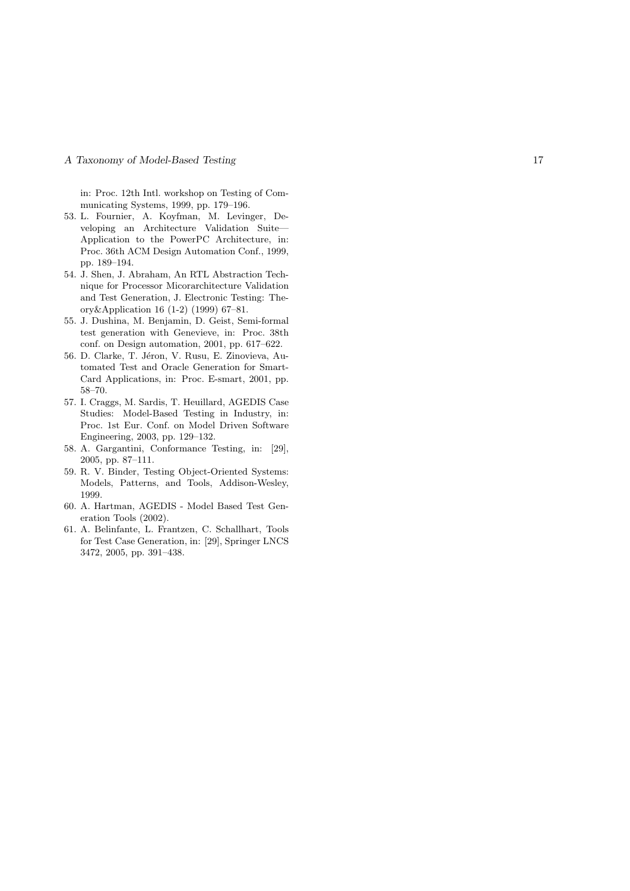in: Proc. 12th Intl. workshop on Testing of Communicating Systems, 1999, pp. 179–196.

53. L. Fournier, A. Koyfman, M. Levinger, Developing an Architecture Validation Suite—Application to the PowerPC Architecture, in: Proc. 36th ACM Design Automation Conf., 1999, pp. 189–194.
54. J. Shen, J. Abraham, An RTL Abstraction Technique for Processor Micorarchitecture Validation and Test Generation, J. Electronic Testing: Theory&Application 16 (1-2) (1999) 67–81.
55. J. Dushina, M. Benjamin, D. Geist, Semi-formal test generation with Genevieve, in: Proc. 38th conf. on Design automation, 2001, pp. 617–622.
56. D. Clarke, T. Jéron, V. Rusu, E. Zinovieva, Automated Test and Oracle Generation for Smart-Card Applications, in: Proc. E-smart, 2001, pp. 58–70.
57. I. Craggs, M. Sardis, T. Heuillard, AGEDIS Case Studies: Model-Based Testing in Industry, in: Proc. 1st Eur. Conf. on Model Driven Software Engineering, 2003, pp. 129–132.
58. A. Gargantini, Conformance Testing, in: [29], 2005, pp. 87–111.
59. R. V. Binder, Testing Object-Oriented Systems: Models, Patterns, and Tools, Addison-Wesley, 1999.
60. A. Hartman, AGEDIS - Model Based Test Generation Tools (2002).
61. A. Belinfante, L. Frantzen, C. Schallhart, Tools for Test Case Generation, in: [29], Springer LNCS 3472, 2005, pp. 391–438.